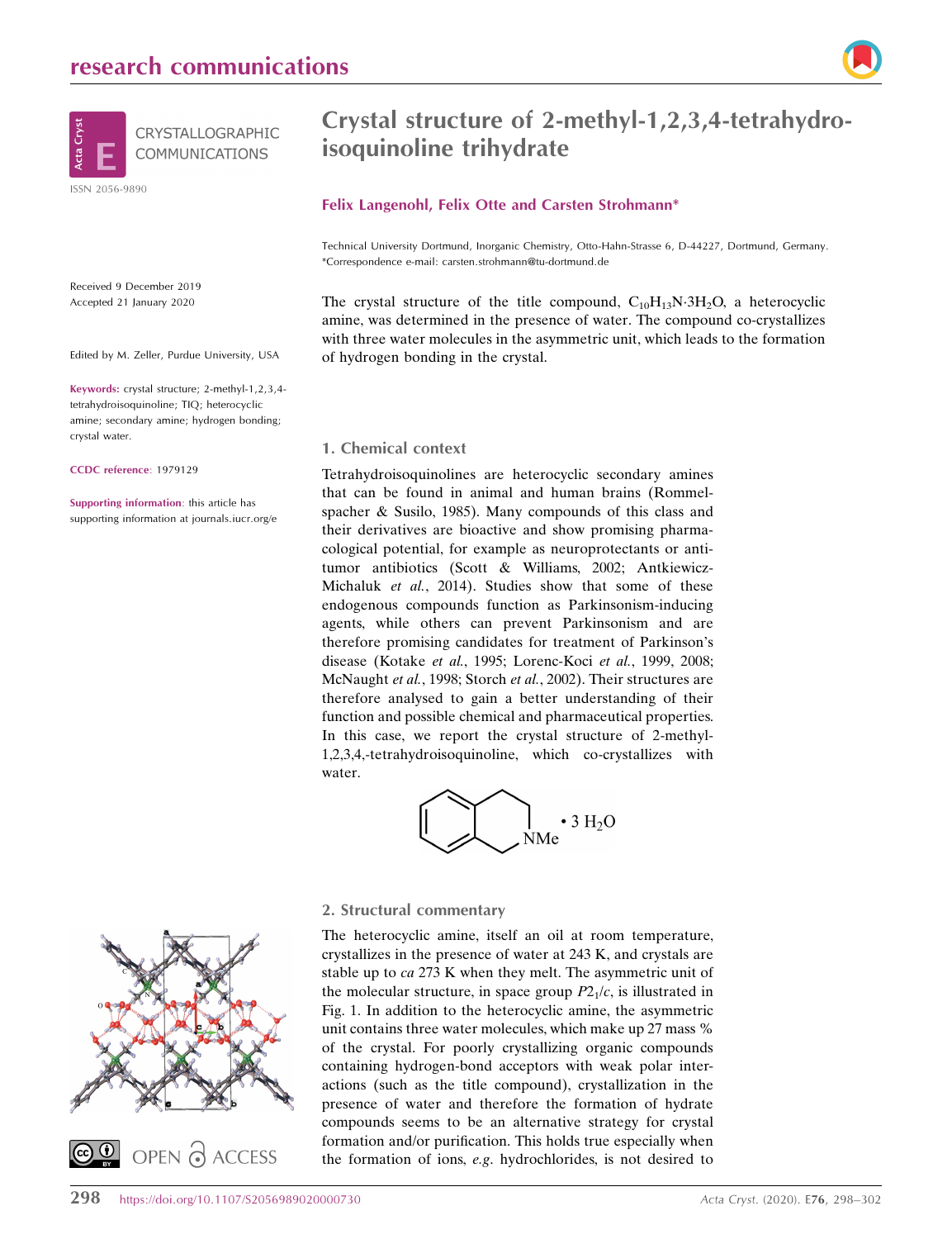# Crystal structure of 2-methyl-1,2,3,4-tetrahydroisoquinoline trihydrate

**Felix Langenohl, Felix Otte and Carsten Strohmann***

Technical University Dortmund, Inorganic Chemistry, Otto-Hahn-Strasse 6, D-44227, Dortmund, Germany. *Correspondence e-mail: carsten.strohmann@tu-dortmund.de

CRYSTALLOGRAPHIC COMMUNICATIONS

ISSN 2056-9890

Received 9 December 2019
Accepted 21 January 2020

Edited by M. Zeller, Purdue University, USA

**Keywords:** crystal structure; 2-methyl-1,2,3,4-tetrahydroisoquinoline; TIQ; heterocyclic amine; secondary amine; hydrogen bonding; crystal water.

**CCDC reference**: 1979129

**Supporting information**: this article has supporting information at journals.iucr.org/e

The crystal structure of the title compound, $C_{10}H_{13}N{\cdot}3H_2O$, a heterocyclic amine, was determined in the presence of water. The compound co-crystallizes with three water molecules in the asymmetric unit, which leads to the formation of hydrogen bonding in the crystal.

## 1. Chemical context

Tetrahydroisoquinolines are heterocyclic secondary amines that can be found in animal and human brains (Rommelspacher & Susilo, 1985). Many compounds of this class and their derivatives are bioactive and show promising pharmacological potential, for example as neuroprotectants or antitumor antibiotics (Scott & Williams, 2002; Antkiewicz-Michaluk *et al.*, 2014). Studies show that some of these endogenous compounds function as Parkinsonism-inducing agents, while others can prevent Parkinsonism and are therefore promising candidates for treatment of Parkinson's disease (Kotake *et al.*, 1995; Lorenc-Koci *et al.*, 1999, 2008; McNaught *et al.*, 1998; Storch *et al.*, 2002). Their structures are therefore analysed to gain a better understanding of their function and possible chemical and pharmaceutical properties. In this case, we report the crystal structure of 2-methyl-1,2,3,4,-tetrahydroisoquinoline, which co-crystallizes with water.

## 2. Structural commentary

The heterocyclic amine, itself an oil at room temperature, crystallizes in the presence of water at 243 K, and crystals are stable up to *ca* 273 K when they melt. The asymmetric unit of the molecular structure, in space group $P2_1/c$, is illustrated in Fig. 1. In addition to the heterocyclic amine, the asymmetric unit contains three water molecules, which make up 27 mass % of the crystal. For poorly crystallizing organic compounds containing hydrogen-bond acceptors with weak polar interactions (such as the title compound), crystallization in the presence of water and therefore the formation of hydrate compounds seems to be an alternative strategy for crystal formation and/or purification. This holds true especially when the formation of ions, *e.g.* hydrochlorides, is not desired to

OPEN ACCESS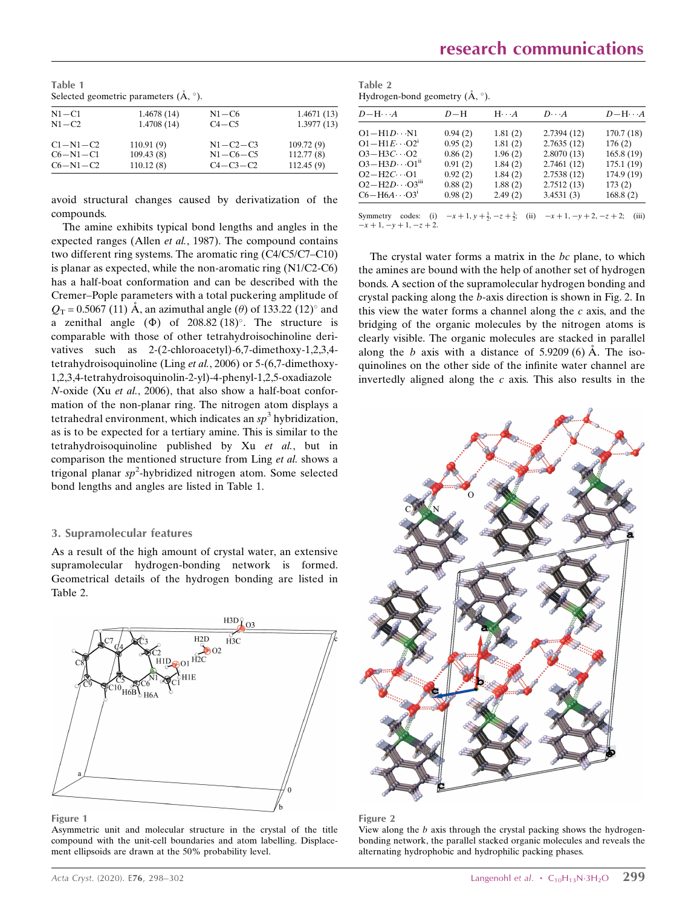**Table 1**
Selected geometric parameters (Å, °).

| | | | |
|---|---|---|---|
| N1—C1 | 1.4678 (14) | N1—C6 | 1.4671 (13) |
| N1—C2 | 1.4708 (14) | C4—C5 | 1.3977 (13) |
| | | | |
| C1—N1—C2 | 110.91 (9) | N1—C2—C3 | 109.72 (9) |
| C6—N1—C1 | 109.43 (8) | N1—C6—C5 | 112.77 (8) |
| C6—N1—C2 | 110.12 (8) | C4—C3—C2 | 112.45 (9) |

avoid structural changes caused by derivatization of the compounds.

The amine exhibits typical bond lengths and angles in the expected ranges (Allen *et al.*, 1987). The compound contains two different ring systems. The aromatic ring (C4/C5/C7–C10) is planar as expected, while the non-aromatic ring (N1/C2-C6) has a half-boat conformation and can be described with the Cremer–Pople parameters with a total puckering amplitude of $Q_T$ = 0.5067 (11) Å, an azimuthal angle ($\theta$) of 133.22 (12)° and a zenithal angle ($\Phi$) of 208.82 (18)°. The structure is comparable with those of other tetrahydroisochinoline derivatives such as 2-(2-chloroacetyl)-6,7-dimethoxy-1,2,3,4-tetrahydroisoquinoline (Ling *et al.*, 2006) or 5-(6,7-dimethoxy-1,2,3,4-tetrahydroisoquinolin-2-yl)-4-phenyl-1,2,5-oxadiazole *N*-oxide (Xu *et al.*, 2006), that also show a half-boat conformation of the non-planar ring. The nitrogen atom displays a tetrahedral environment, which indicates an $sp^3$ hybridization, as is to be expected for a tertiary amine. This is similar to the tetrahydroisoquinoline published by Xu *et al.*, but in comparison the mentioned structure from Ling *et al.* shows a trigonal planar $sp^2$-hybridized nitrogen atom. Some selected bond lengths and angles are listed in Table 1.

## 3. Supramolecular features

As a result of the high amount of crystal water, an extensive supramolecular hydrogen-bonding network is formed. Geometrical details of the hydrogen bonding are listed in Table 2.

Figure 1
Asymmetric unit and molecular structure in the crystal of the title compound with the unit-cell boundaries and atom labelling. Displacement ellipsoids are drawn at the 50% probability level.

**Table 2**
Hydrogen-bond geometry (Å, °).

| $D$—H···$A$ | $D$—H | H···$A$ | $D$···$A$ | $D$—H···$A$ |
|---|---|---|---|---|
| O1—H1$D$···N1 | 0.94 (2) | 1.81 (2) | 2.7394 (12) | 170.7 (18) |
| O1—H1$E$···O2[i] | 0.95 (2) | 1.81 (2) | 2.7635 (12) | 176 (2) |
| O3—H3$C$···O2 | 0.86 (2) | 1.96 (2) | 2.8070 (13) | 165.8 (19) |
| O3—H3$D$···O1[ii] | 0.91 (2) | 1.84 (2) | 2.7461 (12) | 175.1 (19) |
| O2—H2$C$···O1 | 0.92 (2) | 1.84 (2) | 2.7538 (12) | 174.9 (19) |
| O2—H2$D$···O3[iii] | 0.88 (2) | 1.88 (2) | 2.7512 (13) | 173 (2) |
| C6—H6$A$···O3[i] | 0.98 (2) | 2.49 (2) | 3.4531 (3) | 168.8 (2) |

Symmetry codes: (i) $-x+1, y+\frac{1}{2}, -z+\frac{3}{2}$; (ii) $-x+1, -y+2, -z+2$; (iii) $-x+1, -y+1, -z+2$.

The crystal water forms a matrix in the *bc* plane, to which the amines are bound with the help of another set of hydrogen bonds. A section of the supramolecular hydrogen bonding and crystal packing along the *b*-axis direction is shown in Fig. 2. In this view the water forms a channel along the *c* axis, and the bridging of the organic molecules by the nitrogen atoms is clearly visible. The organic molecules are stacked in parallel along the *b* axis with a distance of 5.9209 (6) Å. The isoquinolines on the other side of the infinite water channel are invertedly aligned along the *c* axis. This also results in the

Figure 2
View along the *b* axis through the crystal packing shows the hydrogen-bonding network, the parallel stacked organic molecules and reveals the alternating hydrophobic and hydrophilic packing phases.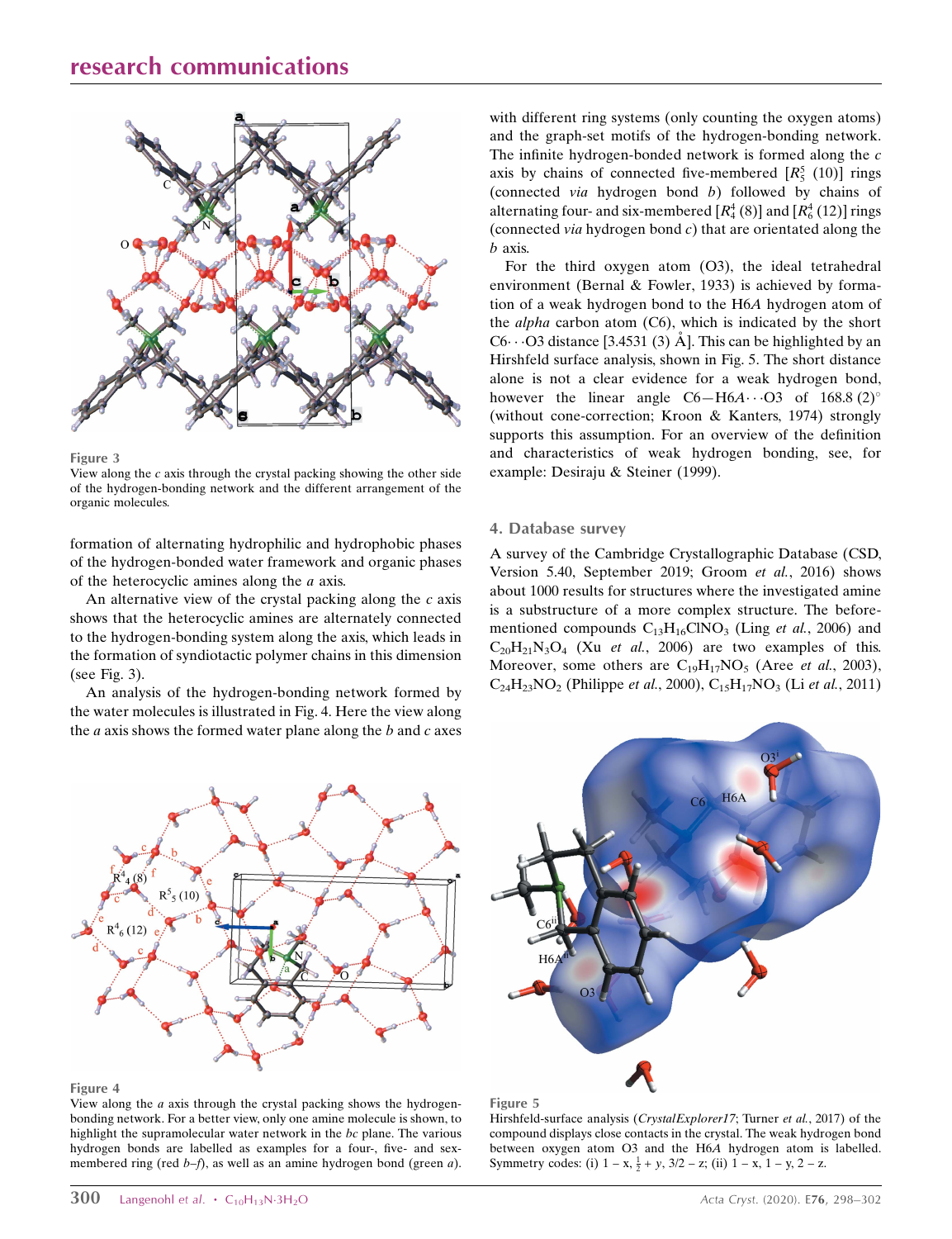Figure 3

View along the $c$ axis through the crystal packing showing the other side of the hydrogen-bonding network and the different arrangement of the organic molecules.

formation of alternating hydrophilic and hydrophobic phases of the hydrogen-bonded water framework and organic phases of the heterocyclic amines along the $a$ axis.

An alternative view of the crystal packing along the $c$ axis shows that the heterocyclic amines are alternately connected to the hydrogen-bonding system along the axis, which leads in the formation of syndiotactic polymer chains in this dimension (see Fig. 3).

An analysis of the hydrogen-bonding network formed by the water molecules is illustrated in Fig. 4. Here the view along the $a$ axis shows the formed water plane along the $b$ and $c$ axes with different ring systems (only counting the oxygen atoms) and the graph-set motifs of the hydrogen-bonding network. The infinite hydrogen-bonded network is formed along the $c$ axis by chains of connected five-membered [$R_5^5$ (10)] rings (connected *via* hydrogen bond $b$) followed by chains of alternating four- and six-membered [$R_4^4$ (8)] and [$R_6^4$ (12)] rings (connected *via* hydrogen bond $c$) that are orientated along the $b$ axis.

For the third oxygen atom (O3), the ideal tetrahedral environment (Bernal & Fowler, 1933) is achieved by formation of a weak hydrogen bond to the H6*A* hydrogen atom of the *alpha* carbon atom (C6), which is indicated by the short C6$\cdots$O3 distance [3.4531 (3) Å]. This can be highlighted by an Hirshfeld surface analysis, shown in Fig. 5. The short distance alone is not a clear evidence for a weak hydrogen bond, however the linear angle C6—H6*A*$\cdots$O3 of 168.8 (2)° (without cone-correction; Kroon & Kanters, 1974) strongly supports this assumption. For an overview of the definition and characteristics of weak hydrogen bonding, see, for example: Desiraju & Steiner (1999).

## 4. Database survey

A survey of the Cambridge Crystallographic Database (CSD, Version 5.40, September 2019; Groom *et al.*, 2016) shows about 1000 results for structures where the investigated amine is a substructure of a more complex structure. The before-mentioned compounds $C_{13}H_{16}ClNO_3$ (Ling *et al.*, 2006) and $C_{20}H_{21}N_3O_4$ (Xu *et al.*, 2006) are two examples of this. Moreover, some others are $C_{19}H_{17}NO_5$ (Aree *et al.*, 2003), $C_{24}H_{23}NO_2$ (Philippe *et al.*, 2000), $C_{15}H_{17}NO_3$ (Li *et al.*, 2011)

Figure 4

View along the $a$ axis through the crystal packing shows the hydrogen-bonding network. For a better view, only one amine molecule is shown, to highlight the supramolecular water network in the $bc$ plane. The various hydrogen bonds are labelled as examples for a four-, five- and sex-membered ring (red $b$–$f$), as well as an amine hydrogen bond (green $a$).

Figure 5

Hirshfeld-surface analysis (*CrystalExplorer17*; Turner *et al.*, 2017) of the compound displays close contacts in the crystal. The weak hydrogen bond between oxygen atom O3 and the H6*A* hydrogen atom is labelled. Symmetry codes: (i) $1 - x, \frac{1}{2} + y, 3/2 - z$; (ii) $1 - x, 1 - y, 2 - z$.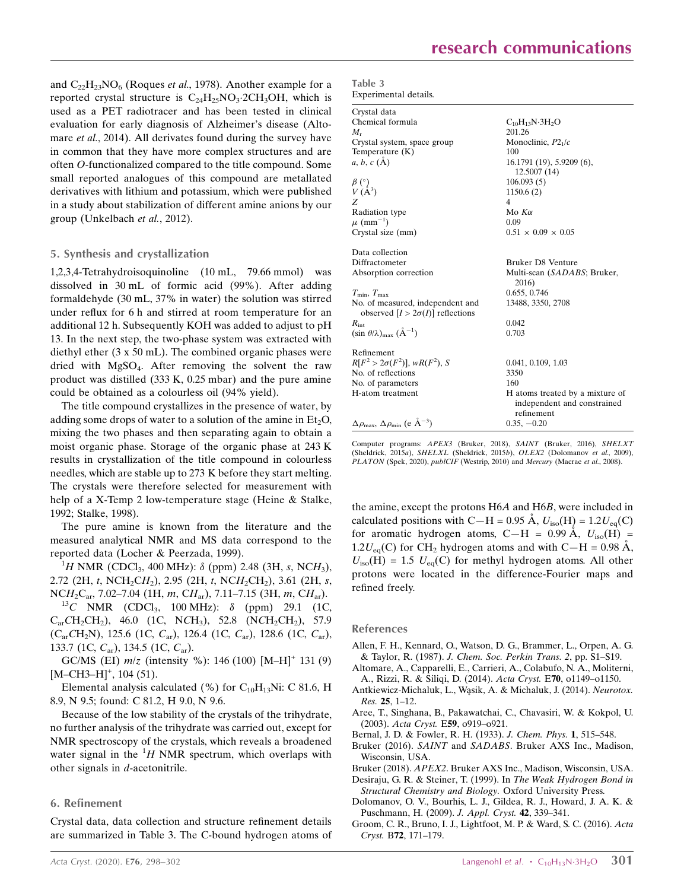and $C_{22}H_{23}NO_6$ (Roques *et al.*, 1978). Another example for a reported crystal structure is $C_{24}H_{25}NO_3{\cdot}2CH_3OH$, which is used as a PET radiotracer and has been tested in clinical evaluation for early diagnosis of Alzheimer's disease (Altomare *et al.*, 2014). All derivates found during the survey have in common that they have more complex structures and are often *O*-functionalized compared to the title compound. Some small reported analogues of this compound are metallated derivatives with lithium and potassium, which were published in a study about stabilization of different amine anions by our group (Unkelbach *et al.*, 2012).

## 5. Synthesis and crystallization

1,2,3,4-Tetrahydroisoquinoline (10 mL, 79.66 mmol) was dissolved in 30 mL of formic acid (99%). After adding formaldehyde (30 mL, 37% in water) the solution was stirred under reflux for 6 h and stirred at room temperature for an additional 12 h. Subsequently KOH was added to adjust to pH 13. In the next step, the two-phase system was extracted with diethyl ether (3 x 50 mL). The combined organic phases were dried with $MgSO_4$. After removing the solvent the raw product was distilled (333 K, 0.25 mbar) and the pure amine could be obtained as a colourless oil (94% yield).

The title compound crystallizes in the presence of water, by adding some drops of water to a solution of the amine in $Et_2O$, mixing the two phases and then separating again to obtain a moist organic phase. Storage of the organic phase at 243 K results in crystallization of the title compound in colourless needles, which are stable up to 273 K before they start melting. The crystals were therefore selected for measurement with help of a X-Temp 2 low-temperature stage (Heine & Stalke, 1992; Stalke, 1998).

The pure amine is known from the literature and the measured analytical NMR and MS data correspond to the reported data (Locher & Peerzada, 1999).

$^{1}H$ NMR ($CDCl_3$, 400 MHz): $\delta$ (ppm) 2.48 (3H, *s*, N$CH_3$), 2.72 (2H, *t*, $NCH_2CH_2$), 2.95 (2H, *t*, $NCH_2CH_2$), 3.61 (2H, *s*, $NCH_2C_{ar}$), 7.02–7.04 (1H, *m*, $CH_{ar}$), 7.11–7.15 (3H, *m*, $CH_{ar}$).

$^{13}C$ NMR ($CDCl_3$, 100 MHz): $\delta$ (ppm) 29.1 (1C, $C_{ar}CH_2CH_2$), 46.0 (1C, N$CH_3$), 52.8 ($NCH_2CH_2$), 57.9 ($C_{ar}CH_2N$), 125.6 (1C, $C_{ar}$), 126.4 (1C, $C_{ar}$), 128.6 (1C, $C_{ar}$), 133.7 (1C, $C_{ar}$), 134.5 (1C, $C_{ar}$).

GC/MS (EI) *m*/*z* (intensity %): 146 (100) $[M–H]^+$ 131 (9) $[M–CH3–H]^+$, 104 (51).

Elemental analysis calculated (%) for $C_{10}H_{13}Ni$: C 81.6, H 8.9, N 9.5; found: C 81.2, H 9.0, N 9.6.

Because of the low stability of the crystals of the trihydrate, no further analysis of the trihydrate was carried out, except for NMR spectroscopy of the crystals, which reveals a broadened water signal in the $^{1}H$ NMR spectrum, which overlaps with other signals in *d*-acetonitrile.

## 6. Refinement

Crystal data, data collection and structure refinement details are summarized in Table 3. The C-bound hydrogen atoms of the amine, except the protons H6*A* and H6*B*, were included in calculated positions with C—H = 0.95 Å, $U_{iso}(H) = 1.2U_{eq}(C)$ for aromatic hydrogen atoms, C—H = 0.99 Å, $U_{iso}(H) = 1.2U_{eq}(C)$ for $CH_2$ hydrogen atoms and with C—H = 0.98 Å, $U_{iso}(H) = 1.5\ U_{eq}(C)$ for methyl hydrogen atoms. All other protons were located in the difference-Fourier maps and refined freely.

**Table 3**
Experimental details.

| | |
|---|---|
| **Crystal data** | |
| Chemical formula | $C_{10}H_{13}N{\cdot}3H_2O$ |
| $M_r$ | 201.26 |
| Crystal system, space group | Monoclinic, $P2_1/c$ |
| Temperature (K) | 100 |
| *a*, *b*, *c* (Å) | 16.1791 (19), 5.9209 (6), 12.5007 (14) |
| $\beta$ (°) | 106.093 (5) |
| $V$ (Å$^3$) | 1150.6 (2) |
| $Z$ | 4 |
| Radiation type | Mo $K\alpha$ |
| $\mu$ (mm$^{-1}$) | 0.09 |
| Crystal size (mm) | 0.51 × 0.09 × 0.05 |
| **Data collection** | |
| Diffractometer | Bruker D8 Venture |
| Absorption correction | Multi-scan (*SADABS*; Bruker, 2016) |
| $T_{min}$, $T_{max}$ | 0.655, 0.746 |
| No. of measured, independent and observed [$I > 2\sigma(I)$] reflections | 13488, 3350, 2708 |
| $R_{int}$ | 0.042 |
| $(\sin \theta/\lambda)_{max}$ (Å$^{-1}$) | 0.703 |
| **Refinement** | |
| $R[F^2 > 2\sigma(F^2)]$, $wR(F^2)$, $S$ | 0.041, 0.109, 1.03 |
| No. of reflections | 3350 |
| No. of parameters | 160 |
| H-atom treatment | H atoms treated by a mixture of independent and constrained refinement |
| $\Delta\rho_{max}$, $\Delta\rho_{min}$ (e Å$^{-3}$) | 0.35, −0.20 |

Computer programs: *APEX3* (Bruker, 2018), *SAINT* (Bruker, 2016), *SHELXT* (Sheldrick, 2015*a*), *SHELXL* (Sheldrick, 2015*b*), *OLEX2* (Dolomanov *et al.*, 2009), *PLATON* (Spek, 2020), *publCIF* (Westrip, 2010) and *Mercury* (Macrae *et al.*, 2008).

## References

Allen, F. H., Kennard, O., Watson, D. G., Brammer, L., Orpen, A. G. & Taylor, R. (1987). *J. Chem. Soc. Perkin Trans. 2*, pp. S1–S19.
Altomare, A., Capparelli, E., Carrieri, A., Colabufo, N. A., Moliterni, A., Rizzi, R. & Siliqi, D. (2014). *Acta Cryst.* E**70**, o1149–o1150.
Antkiewicz-Michaluk, L., Wąsik, A. & Michaluk, J. (2014). *Neurotox. Res.* **25**, 1–12.
Aree, T., Singhana, B., Pakawatchai, C., Chavasiri, W. & Kokpol, U. (2003). *Acta Cryst.* E**59**, o919–o921.
Bernal, J. D. & Fowler, R. H. (1933). *J. Chem. Phys.* **1**, 515–548.
Bruker (2016). *SAINT* and *SADABS*. Bruker AXS Inc., Madison, Wisconsin, USA.
Bruker (2018). *APEX2*. Bruker AXS Inc., Madison, Wisconsin, USA.
Desiraju, G. R. & Steiner, T. (1999). In *The Weak Hydrogen Bond in Structural Chemistry and Biology*. Oxford University Press.
Dolomanov, O. V., Bourhis, L. J., Gildea, R. J., Howard, J. A. K. & Puschmann, H. (2009). *J. Appl. Cryst.* **42**, 339–341.
Groom, C. R., Bruno, I. J., Lightfoot, M. P. & Ward, S. C. (2016). *Acta Cryst.* B**72**, 171–179.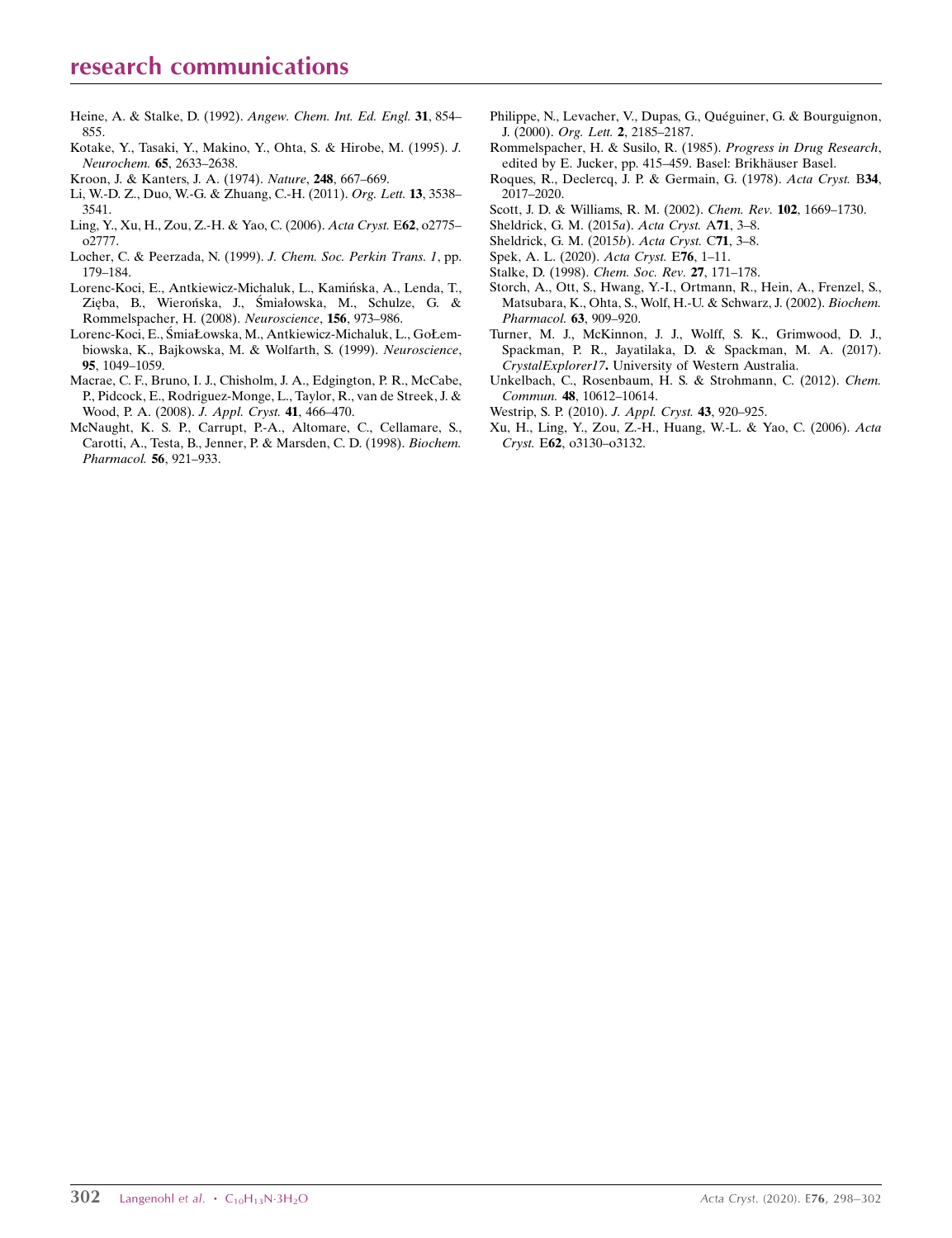Heine, A. & Stalke, D. (1992). *Angew. Chem. Int. Ed. Engl.* **31**, 854–855.

Kotake, Y., Tasaki, Y., Makino, Y., Ohta, S. & Hirobe, M. (1995). *J. Neurochem.* **65**, 2633–2638.

Kroon, J. & Kanters, J. A. (1974). *Nature*, **248**, 667–669.

Li, W.-D. Z., Duo, W.-G. & Zhuang, C.-H. (2011). *Org. Lett.* **13**, 3538–3541.

Ling, Y., Xu, H., Zou, Z.-H. & Yao, C. (2006). *Acta Cryst.* E**62**, o2775–o2777.

Locher, C. & Peerzada, N. (1999). *J. Chem. Soc. Perkin Trans. 1*, pp. 179–184.

Lorenc-Koci, E., Antkiewicz-Michaluk, L., Kamińska, A., Lenda, T., Zięba, B., Wierońska, J., Śmiałowska, M., Schulze, G. & Rommelspacher, H. (2008). *Neuroscience*, **156**, 973–986.

Lorenc-Koci, E., ŚmiaŁowska, M., Antkiewicz-Michaluk, L., GoŁembiowska, K., Bajkowska, M. & Wolfarth, S. (1999). *Neuroscience*, **95**, 1049–1059.

Macrae, C. F., Bruno, I. J., Chisholm, J. A., Edgington, P. R., McCabe, P., Pidcock, E., Rodriguez-Monge, L., Taylor, R., van de Streek, J. & Wood, P. A. (2008). *J. Appl. Cryst.* **41**, 466–470.

McNaught, K. S. P., Carrupt, P.-A., Altomare, C., Cellamare, S., Carotti, A., Testa, B., Jenner, P. & Marsden, C. D. (1998). *Biochem. Pharmacol.* **56**, 921–933.

Philippe, N., Levacher, V., Dupas, G., Quéguiner, G. & Bourguignon, J. (2000). *Org. Lett.* **2**, 2185–2187.

Rommelspacher, H. & Susilo, R. (1985). *Progress in Drug Research*, edited by E. Jucker, pp. 415–459. Basel: Brikhäuser Basel.

Roques, R., Declercq, J. P. & Germain, G. (1978). *Acta Cryst.* B**34**, 2017–2020.

Scott, J. D. & Williams, R. M. (2002). *Chem. Rev.* **102**, 1669–1730.

Sheldrick, G. M. (2015*a*). *Acta Cryst.* A**71**, 3–8.

Sheldrick, G. M. (2015*b*). *Acta Cryst.* C**71**, 3–8.

Spek, A. L. (2020). *Acta Cryst.* E**76**, 1–11.

Stalke, D. (1998). *Chem. Soc. Rev.* **27**, 171–178.

Storch, A., Ott, S., Hwang, Y.-I., Ortmann, R., Hein, A., Frenzel, S., Matsubara, K., Ohta, S., Wolf, H.-U. & Schwarz, J. (2002). *Biochem. Pharmacol.* **63**, 909–920.

Turner, M. J., McKinnon, J. J., Wolff, S. K., Grimwood, D. J., Spackman, P. R., Jayatilaka, D. & Spackman, M. A. (2017). *CrystalExplorer17*. University of Western Australia.

Unkelbach, C., Rosenbaum, H. S. & Strohmann, C. (2012). *Chem. Commun.* **48**, 10612–10614.

Westrip, S. P. (2010). *J. Appl. Cryst.* **43**, 920–925.

Xu, H., Ling, Y., Zou, Z.-H., Huang, W.-L. & Yao, C. (2006). *Acta Cryst.* E**62**, o3130–o3132.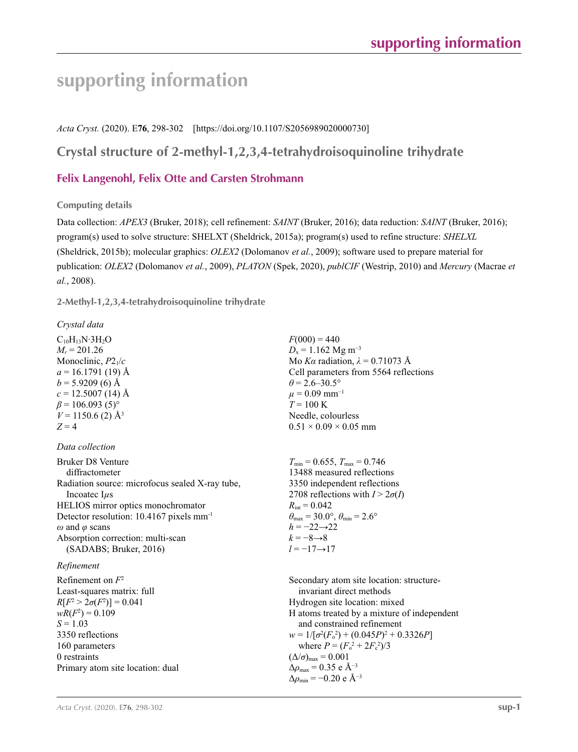# supporting information

*Acta Cryst.* (2020). E**76**, 298-302    [https://doi.org/10.1107/S2056989020000730]

## Crystal structure of 2-methyl-1,2,3,4-tetrahydroisoquinoline trihydrate

### Felix Langenohl, Felix Otte and Carsten Strohmann

#### Computing details

Data collection: *APEX3* (Bruker, 2018); cell refinement: *SAINT* (Bruker, 2016); data reduction: *SAINT* (Bruker, 2016); program(s) used to solve structure: SHELXT (Sheldrick, 2015a); program(s) used to refine structure: *SHELXL* (Sheldrick, 2015b); molecular graphics: *OLEX2* (Dolomanov *et al.*, 2009); software used to prepare material for publication: *OLEX2* (Dolomanov *et al.*, 2009), *PLATON* (Spek, 2020), *publCIF* (Westrip, 2010) and *Mercury* (Macrae *et al.*, 2008).

#### 2-Methyl-1,2,3,4-tetrahydroisoquinoline trihydrate

*Crystal data*

$C_{10}H_{13}N{\cdot}3H_2O$
$M_r$ = 201.26
Monoclinic, $P2_1/c$
$a$ = 16.1791 (19) Å
$b$ = 5.9209 (6) Å
$c$ = 12.5007 (14) Å
$\beta$ = 106.093 (5)°
$V$ = 1150.6 (2) Å$^3$
$Z$ = 4
$F(000)$ = 440
$D_x$ = 1.162 Mg m$^{-3}$
Mo $K\alpha$ radiation, $\lambda$ = 0.71073 Å
Cell parameters from 5564 reflections
$\theta$ = 2.6–30.5°
$\mu$ = 0.09 mm$^{-1}$
$T$ = 100 K
Needle, colourless
0.51 × 0.09 × 0.05 mm

*Data collection*

Bruker D8 Venture diffractometer
Radiation source: microfocus sealed X-ray tube, Incoatec I$\mu$s
HELIOS mirror optics monochromator
Detector resolution: 10.4167 pixels mm$^{-1}$
$\omega$ and $\varphi$ scans
Absorption correction: multi-scan (SADABS; Bruker, 2016)
$T_{min}$ = 0.655, $T_{max}$ = 0.746
13488 measured reflections
3350 independent reflections
2708 reflections with $I > 2\sigma(I)$
$R_{int}$ = 0.042
$\theta_{max}$ = 30.0°, $\theta_{min}$ = 2.6°
$h$ = −22→22
$k$ = −8→8
$l$ = −17→17

*Refinement*

Refinement on $F^2$
Least-squares matrix: full
$R[F^2 > 2\sigma(F^2)]$ = 0.041
$wR(F^2)$ = 0.109
$S$ = 1.03
3350 reflections
160 parameters
0 restraints
Primary atom site location: dual
Secondary atom site location: structure-invariant direct methods
Hydrogen site location: mixed
H atoms treated by a mixture of independent and constrained refinement
$w = 1/[\sigma^2(F_o^2) + (0.045P)^2 + 0.3326P]$ where $P = (F_o^2 + 2F_c^2)/3$
$(\Delta/\sigma)_{max}$ = 0.001
$\Delta\rho_{max}$ = 0.35 e Å$^{-3}$
$\Delta\rho_{min}$ = −0.20 e Å$^{-3}$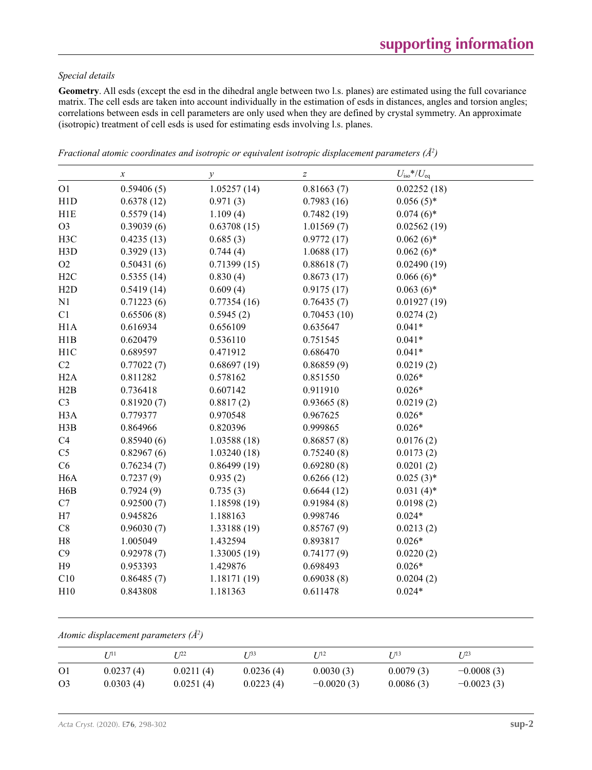*Special details*

**Geometry**. All esds (except the esd in the dihedral angle between two l.s. planes) are estimated using the full covariance matrix. The cell esds are taken into account individually in the estimation of esds in distances, angles and torsion angles; correlations between esds in cell parameters are only used when they are defined by crystal symmetry. An approximate (isotropic) treatment of cell esds is used for estimating esds involving l.s. planes.

*Fractional atomic coordinates and isotropic or equivalent isotropic displacement parameters (Å²)*

| | $x$ | $y$ | $z$ | $U_{iso}$*/$U_{eq}$ |
|---|---|---|---|---|
| O1 | 0.59406 (5) | 1.05257 (14) | 0.81663 (7) | 0.02252 (18) |
| H1D | 0.6378 (12) | 0.971 (3) | 0.7983 (16) | 0.056 (5)* |
| H1E | 0.5579 (14) | 1.109 (4) | 0.7482 (19) | 0.074 (6)* |
| O3 | 0.39039 (6) | 0.63708 (15) | 1.01569 (7) | 0.02562 (19) |
| H3C | 0.4235 (13) | 0.685 (3) | 0.9772 (17) | 0.062 (6)* |
| H3D | 0.3929 (13) | 0.744 (4) | 1.0688 (17) | 0.062 (6)* |
| O2 | 0.50431 (6) | 0.71399 (15) | 0.88618 (7) | 0.02490 (19) |
| H2C | 0.5355 (14) | 0.830 (4) | 0.8673 (17) | 0.066 (6)* |
| H2D | 0.5419 (14) | 0.609 (4) | 0.9175 (17) | 0.063 (6)* |
| N1 | 0.71223 (6) | 0.77354 (16) | 0.76435 (7) | 0.01927 (19) |
| C1 | 0.65506 (8) | 0.5945 (2) | 0.70453 (10) | 0.0274 (2) |
| H1A | 0.616934 | 0.656109 | 0.635647 | 0.041* |
| H1B | 0.620479 | 0.536110 | 0.751545 | 0.041* |
| H1C | 0.689597 | 0.471912 | 0.686470 | 0.041* |
| C2 | 0.77022 (7) | 0.68697 (19) | 0.86859 (9) | 0.0219 (2) |
| H2A | 0.811282 | 0.578162 | 0.851550 | 0.026* |
| H2B | 0.736418 | 0.607142 | 0.911910 | 0.026* |
| C3 | 0.81920 (7) | 0.8817 (2) | 0.93665 (8) | 0.0219 (2) |
| H3A | 0.779377 | 0.970548 | 0.967625 | 0.026* |
| H3B | 0.864966 | 0.820396 | 0.999865 | 0.026* |
| C4 | 0.85940 (6) | 1.03588 (18) | 0.86857 (8) | 0.0176 (2) |
| C5 | 0.82967 (6) | 1.03240 (18) | 0.75240 (8) | 0.0173 (2) |
| C6 | 0.76234 (7) | 0.86499 (19) | 0.69280 (8) | 0.0201 (2) |
| H6A | 0.7237 (9) | 0.935 (2) | 0.6266 (12) | 0.025 (3)* |
| H6B | 0.7924 (9) | 0.735 (3) | 0.6644 (12) | 0.031 (4)* |
| C7 | 0.92500 (7) | 1.18598 (19) | 0.91984 (8) | 0.0198 (2) |
| H7 | 0.945826 | 1.188163 | 0.998746 | 0.024* |
| C8 | 0.96030 (7) | 1.33188 (19) | 0.85767 (9) | 0.0213 (2) |
| H8 | 1.005049 | 1.432594 | 0.893817 | 0.026* |
| C9 | 0.92978 (7) | 1.33005 (19) | 0.74177 (9) | 0.0220 (2) |
| H9 | 0.953393 | 1.429876 | 0.698493 | 0.026* |
| C10 | 0.86485 (7) | 1.18171 (19) | 0.69038 (8) | 0.0204 (2) |
| H10 | 0.843808 | 1.181363 | 0.611478 | 0.024* |

*Atomic displacement parameters (Å²)*

| | $U^{11}$ | $U^{22}$ | $U^{33}$ | $U^{12}$ | $U^{13}$ | $U^{23}$ |
|---|---|---|---|---|---|---|
| O1 | 0.0237 (4) | 0.0211 (4) | 0.0236 (4) | 0.0030 (3) | 0.0079 (3) | −0.0008 (3) |
| O3 | 0.0303 (4) | 0.0251 (4) | 0.0223 (4) | −0.0020 (3) | 0.0086 (3) | −0.0023 (3) |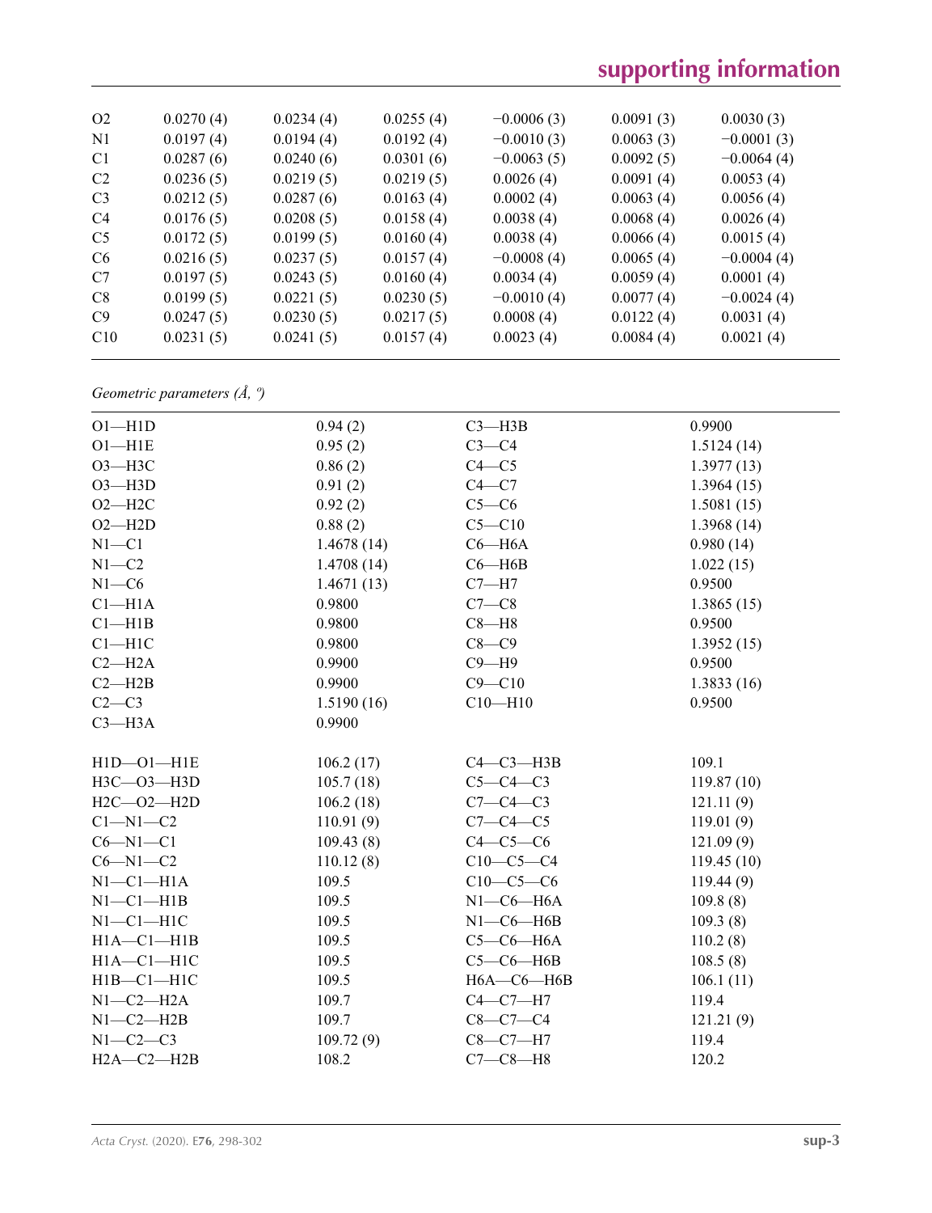| | | | | | | |
|---|---|---|---|---|---|---|
| O2 | 0.0270 (4) | 0.0234 (4) | 0.0255 (4) | −0.0006 (3) | 0.0091 (3) | 0.0030 (3) |
| N1 | 0.0197 (4) | 0.0194 (4) | 0.0192 (4) | −0.0010 (3) | 0.0063 (3) | −0.0001 (3) |
| C1 | 0.0287 (6) | 0.0240 (6) | 0.0301 (6) | −0.0063 (5) | 0.0092 (5) | −0.0064 (4) |
| C2 | 0.0236 (5) | 0.0219 (5) | 0.0219 (5) | 0.0026 (4) | 0.0091 (4) | 0.0053 (4) |
| C3 | 0.0212 (5) | 0.0287 (6) | 0.0163 (4) | 0.0002 (4) | 0.0063 (4) | 0.0056 (4) |
| C4 | 0.0176 (5) | 0.0208 (5) | 0.0158 (4) | 0.0038 (4) | 0.0068 (4) | 0.0026 (4) |
| C5 | 0.0172 (5) | 0.0199 (5) | 0.0160 (4) | 0.0038 (4) | 0.0066 (4) | 0.0015 (4) |
| C6 | 0.0216 (5) | 0.0237 (5) | 0.0157 (4) | −0.0008 (4) | 0.0065 (4) | −0.0004 (4) |
| C7 | 0.0197 (5) | 0.0243 (5) | 0.0160 (4) | 0.0034 (4) | 0.0059 (4) | 0.0001 (4) |
| C8 | 0.0199 (5) | 0.0221 (5) | 0.0230 (5) | −0.0010 (4) | 0.0077 (4) | −0.0024 (4) |
| C9 | 0.0247 (5) | 0.0230 (5) | 0.0217 (5) | 0.0008 (4) | 0.0122 (4) | 0.0031 (4) |
| C10 | 0.0231 (5) | 0.0241 (5) | 0.0157 (4) | 0.0023 (4) | 0.0084 (4) | 0.0021 (4) |

*Geometric parameters (Å, º)*

| | | | |
|---|---|---|---|
| O1—H1D | 0.94 (2) | C3—H3B | 0.9900 |
| O1—H1E | 0.95 (2) | C3—C4 | 1.5124 (14) |
| O3—H3C | 0.86 (2) | C4—C5 | 1.3977 (13) |
| O3—H3D | 0.91 (2) | C4—C7 | 1.3964 (15) |
| O2—H2C | 0.92 (2) | C5—C6 | 1.5081 (15) |
| O2—H2D | 0.88 (2) | C5—C10 | 1.3968 (14) |
| N1—C1 | 1.4678 (14) | C6—H6A | 0.980 (14) |
| N1—C2 | 1.4708 (14) | C6—H6B | 1.022 (15) |
| N1—C6 | 1.4671 (13) | C7—H7 | 0.9500 |
| C1—H1A | 0.9800 | C7—C8 | 1.3865 (15) |
| C1—H1B | 0.9800 | C8—H8 | 0.9500 |
| C1—H1C | 0.9800 | C8—C9 | 1.3952 (15) |
| C2—H2A | 0.9900 | C9—H9 | 0.9500 |
| C2—H2B | 0.9900 | C9—C10 | 1.3833 (16) |
| C2—C3 | 1.5190 (16) | C10—H10 | 0.9500 |
| C3—H3A | 0.9900 | | |
| | | | |
| H1D—O1—H1E | 106.2 (17) | C4—C3—H3B | 109.1 |
| H3C—O3—H3D | 105.7 (18) | C5—C4—C3 | 119.87 (10) |
| H2C—O2—H2D | 106.2 (18) | C7—C4—C3 | 121.11 (9) |
| C1—N1—C2 | 110.91 (9) | C7—C4—C5 | 119.01 (9) |
| C6—N1—C1 | 109.43 (8) | C4—C5—C6 | 121.09 (9) |
| C6—N1—C2 | 110.12 (8) | C10—C5—C4 | 119.45 (10) |
| N1—C1—H1A | 109.5 | C10—C5—C6 | 119.44 (9) |
| N1—C1—H1B | 109.5 | N1—C6—H6A | 109.8 (8) |
| N1—C1—H1C | 109.5 | N1—C6—H6B | 109.3 (8) |
| H1A—C1—H1B | 109.5 | C5—C6—H6A | 110.2 (8) |
| H1A—C1—H1C | 109.5 | C5—C6—H6B | 108.5 (8) |
| H1B—C1—H1C | 109.5 | H6A—C6—H6B | 106.1 (11) |
| N1—C2—H2A | 109.7 | C4—C7—H7 | 119.4 |
| N1—C2—H2B | 109.7 | C8—C7—C4 | 121.21 (9) |
| N1—C2—C3 | 109.72 (9) | C8—C7—H7 | 119.4 |
| H2A—C2—H2B | 108.2 | C7—C8—H8 | 120.2 |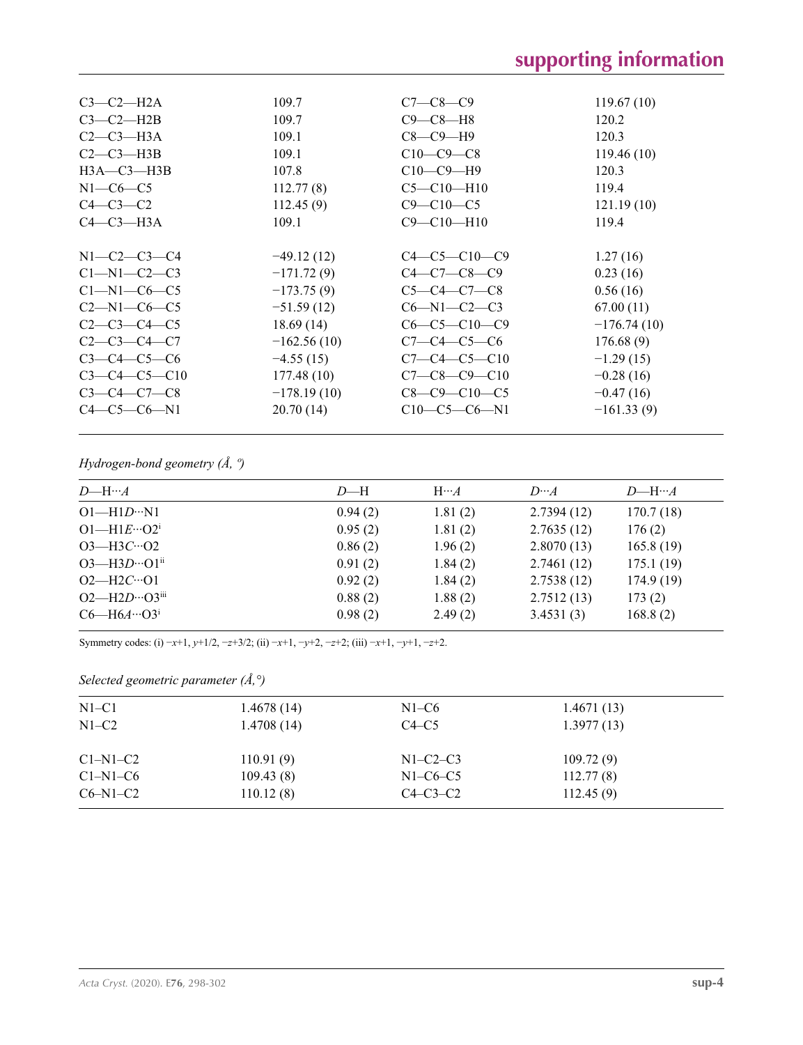| | | | |
|---|---|---|---|
| C3—C2—H2A | 109.7 | C7—C8—C9 | 119.67 (10) |
| C3—C2—H2B | 109.7 | C9—C8—H8 | 120.2 |
| C2—C3—H3A | 109.1 | C8—C9—H9 | 120.3 |
| C2—C3—H3B | 109.1 | C10—C9—C8 | 119.46 (10) |
| H3A—C3—H3B | 107.8 | C10—C9—H9 | 120.3 |
| N1—C6—C5 | 112.77 (8) | C5—C10—H10 | 119.4 |
| C4—C3—C2 | 112.45 (9) | C9—C10—C5 | 121.19 (10) |
| C4—C3—H3A | 109.1 | C9—C10—H10 | 119.4 |

| | | | |
|---|---|---|---|
| N1—C2—C3—C4 | −49.12 (12) | C4—C5—C10—C9 | 1.27 (16) |
| C1—N1—C2—C3 | −171.72 (9) | C4—C7—C8—C9 | 0.23 (16) |
| C1—N1—C6—C5 | −173.75 (9) | C5—C4—C7—C8 | 0.56 (16) |
| C2—N1—C6—C5 | −51.59 (12) | C6—N1—C2—C3 | 67.00 (11) |
| C2—C3—C4—C5 | 18.69 (14) | C6—C5—C10—C9 | −176.74 (10) |
| C2—C3—C4—C7 | −162.56 (10) | C7—C4—C5—C6 | 176.68 (9) |
| C3—C4—C5—C6 | −4.55 (15) | C7—C4—C5—C10 | −1.29 (15) |
| C3—C4—C5—C10 | 177.48 (10) | C7—C8—C9—C10 | −0.28 (16) |
| C3—C4—C7—C8 | −178.19 (10) | C8—C9—C10—C5 | −0.47 (16) |
| C4—C5—C6—N1 | 20.70 (14) | C10—C5—C6—N1 | −161.33 (9) |

*Hydrogen-bond geometry (Å, º)*

| *D*—H···*A* | *D*—H | H···*A* | *D*···*A* | *D*—H···*A* |
|---|---|---|---|---|
| O1—H1*D*···N1 | 0.94 (2) | 1.81 (2) | 2.7394 (12) | 170.7 (18) |
| O1—H1*E*···O2[i] | 0.95 (2) | 1.81 (2) | 2.7635 (12) | 176 (2) |
| O3—H3*C*···O2 | 0.86 (2) | 1.96 (2) | 2.8070 (13) | 165.8 (19) |
| O3—H3*D*···O1[ii] | 0.91 (2) | 1.84 (2) | 2.7461 (12) | 175.1 (19) |
| O2—H2*C*···O1 | 0.92 (2) | 1.84 (2) | 2.7538 (12) | 174.9 (19) |
| O2—H2*D*···O3[iii] | 0.88 (2) | 1.88 (2) | 2.7512 (13) | 173 (2) |
| C6—H6*A*···O3[i] | 0.98 (2) | 2.49 (2) | 3.4531 (3) | 168.8 (2) |

Symmetry codes: (i) −*x*+1, *y*+1/2, −*z*+3/2; (ii) −*x*+1, −*y*+2, −*z*+2; (iii) −*x*+1, −*y*+1, −*z*+2.

*Selected geometric parameter (Å,°)*

| | | | |
|---|---|---|---|
| N1–C1 | 1.4678 (14) | N1–C6 | 1.4671 (13) |
| N1–C2 | 1.4708 (14) | C4–C5 | 1.3977 (13) |
| C1–N1–C2 | 110.91 (9) | N1–C2–C3 | 109.72 (9) |
| C1–N1–C6 | 109.43 (8) | N1–C6–C5 | 112.77 (8) |
| C6–N1–C2 | 110.12 (8) | C4–C3–C2 | 112.45 (9) |